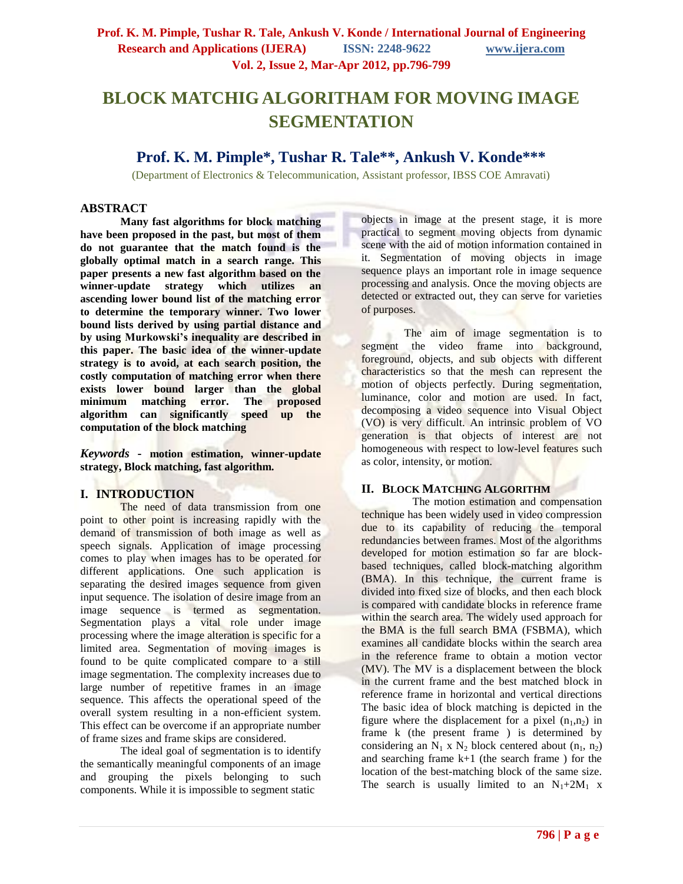# BLOCK MATCHIG ALGORITHAM FOR MOVING IMAGE SEGMENTATION

## Prof. K. M. Pimple*, Tushar R. Tale**, Ankush V. Konde***

(Department of Electronics & Telecommunication, Assistant professor, IBSS COE Amravati)

## ABSTRACT

**Many fast algorithms for block matching have been proposed in the past, but most of them do not guarantee that the match found is the globally optimal match in a search range. This paper presents a new fast algorithm based on the winner-update strategy which utilizes an ascending lower bound list of the matching error to determine the temporary winner. Two lower bound lists derived by using partial distance and by using Murkowski's inequality are described in this paper. The basic idea of the winner-update strategy is to avoid, at each search position, the costly computation of matching error when there exists lower bound larger than the global minimum matching error. The proposed algorithm can significantly speed up the computation of the block matching**

***Keywords*** **- motion estimation, winner-update strategy, Block matching, fast algorithm.**

## I. INTRODUCTION

The need of data transmission from one point to other point is increasing rapidly with the demand of transmission of both image as well as speech signals. Application of image processing comes to play when images has to be operated for different applications. One such application is separating the desired images sequence from given input sequence. The isolation of desire image from an image sequence is termed as segmentation. Segmentation plays a vital role under image processing where the image alteration is specific for a limited area. Segmentation of moving images is found to be quite complicated compare to a still image segmentation. The complexity increases due to large number of repetitive frames in an image sequence. This affects the operational speed of the overall system resulting in a non-efficient system. This effect can be overcome if an appropriate number of frame sizes and frame skips are considered.

The ideal goal of segmentation is to identify the semantically meaningful components of an image and grouping the pixels belonging to such components. While it is impossible to segment static objects in image at the present stage, it is more practical to segment moving objects from dynamic scene with the aid of motion information contained in it. Segmentation of moving objects in image sequence plays an important role in image sequence processing and analysis. Once the moving objects are detected or extracted out, they can serve for varieties of purposes.

The aim of image segmentation is to segment the video frame into background, foreground, objects, and sub objects with different characteristics so that the mesh can represent the motion of objects perfectly. During segmentation, luminance, color and motion are used. In fact, decomposing a video sequence into Visual Object (VO) is very difficult. An intrinsic problem of VO generation is that objects of interest are not homogeneous with respect to low-level features such as color, intensity, or motion.

## II. BLOCK MATCHING ALGORITHM

The motion estimation and compensation technique has been widely used in video compression due to its capability of reducing the temporal redundancies between frames. Most of the algorithms developed for motion estimation so far are block-based techniques, called block-matching algorithm (BMA). In this technique, the current frame is divided into fixed size of blocks, and then each block is compared with candidate blocks in reference frame within the search area. The widely used approach for the BMA is the full search BMA (FSBMA), which examines all candidate blocks within the search area in the reference frame to obtain a motion vector (MV). The MV is a displacement between the block in the current frame and the best matched block in reference frame in horizontal and vertical directions The basic idea of block matching is depicted in the figure where the displacement for a pixel $(n_1,n_2)$ in frame k (the present frame ) is determined by considering an $N_1$ x $N_2$ block centered about $(n_1, n_2)$ and searching frame k+1 (the search frame ) for the location of the best-matching block of the same size. The search is usually limited to an $N_1+2M_1$ x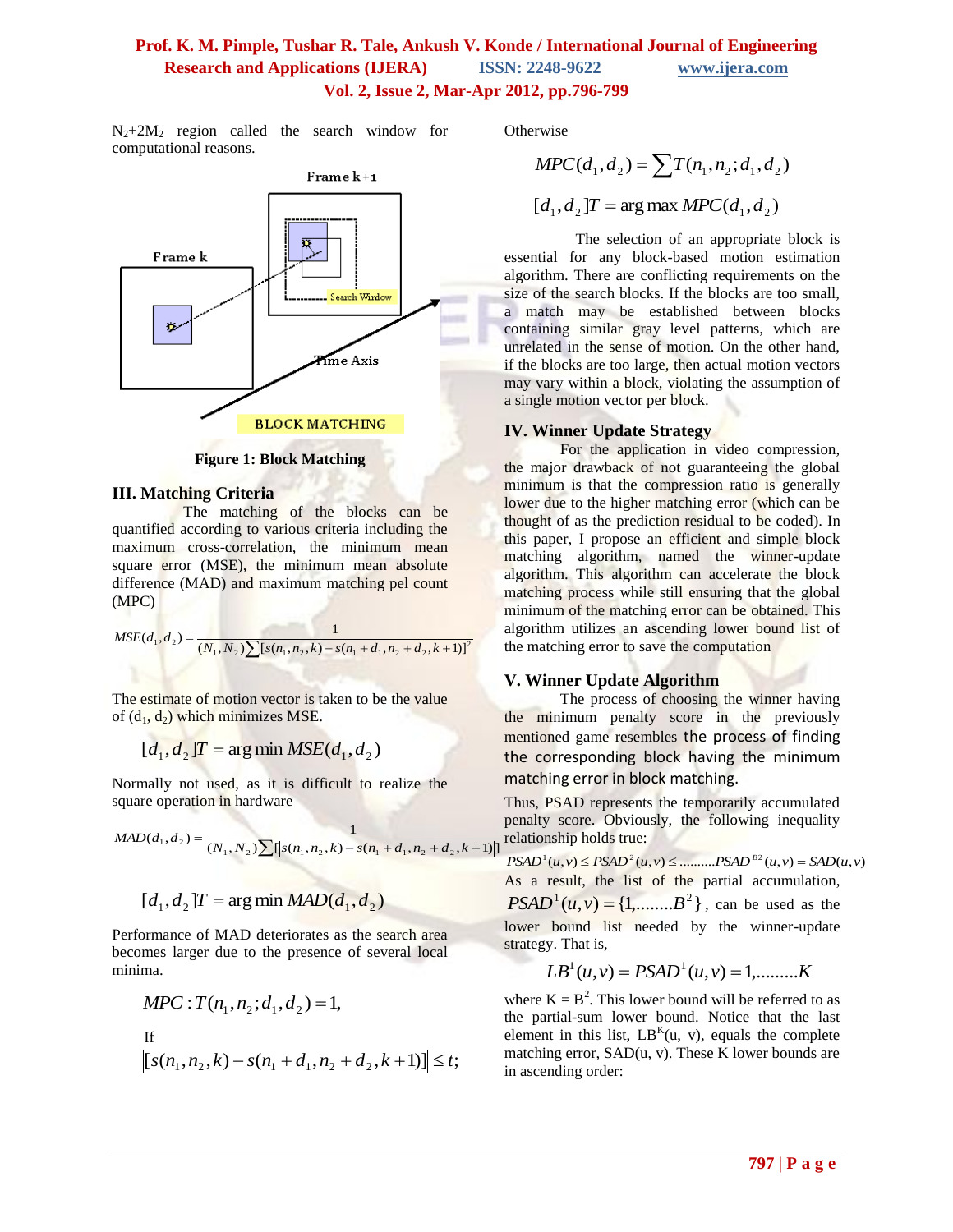$N_2+2M_2$ region called the search window for computational reasons.

Figure 1: Block Matching

## III. Matching Criteria

The matching of the blocks can be quantified according to various criteria including the maximum cross-correlation, the minimum mean square error (MSE), the minimum mean absolute difference (MAD) and maximum matching pel count (MPC)

$$MSE(d_1,d_2) = \frac{1}{(N_1,N_2)\sum[s(n_1,n_2,k) - s(n_1+d_1,n_2+d_2,k+1)]^2}$$

The estimate of motion vector is taken to be the value of $(d_1, d_2)$ which minimizes MSE.

$$[d_1,d_2]T = \arg\min MSE(d_1,d_2)$$

Normally not used, as it is difficult to realize the square operation in hardware

$$MAD(d_1,d_2) = \frac{1}{(N_1,N_2)\sum[|s(n_1,n_2,k) - s(n_1+d_1,n_2+d_2,k+1)|]}$$

$$[d_1,d_2]T = \arg\min MAD(d_1,d_2)$$

Performance of MAD deteriorates as the search area becomes larger due to the presence of several local minima.

$$MPC : T(n_1,n_2;d_1,d_2) = 1,$$

If

$$|[s(n_1,n_2,k) - s(n_1+d_1,n_2+d_2,k+1)]| \leq t;$$

Otherwise

$$MPC(d_1,d_2) = \sum T(n_1,n_2;d_1,d_2)$$

$$[d_1,d_2]T = \arg\max MPC(d_1,d_2)$$

The selection of an appropriate block is essential for any block-based motion estimation algorithm. There are conflicting requirements on the size of the search blocks. If the blocks are too small, a match may be established between blocks containing similar gray level patterns, which are unrelated in the sense of motion. On the other hand, if the blocks are too large, then actual motion vectors may vary within a block, violating the assumption of a single motion vector per block.

## IV. Winner Update Strategy

For the application in video compression, the major drawback of not guaranteeing the global minimum is that the compression ratio is generally lower due to the higher matching error (which can be thought of as the prediction residual to be coded). In this paper, I propose an efficient and simple block matching algorithm, named the winner-update algorithm. This algorithm can accelerate the block matching process while still ensuring that the global minimum of the matching error can be obtained. This algorithm utilizes an ascending lower bound list of the matching error to save the computation

## V. Winner Update Algorithm

The process of choosing the winner having the minimum penalty score in the previously mentioned game resembles the process of finding the corresponding block having the minimum matching error in block matching.

Thus, PSAD represents the temporarily accumulated penalty score. Obviously, the following inequality relationship holds true:

$$PSAD^1(u,v) \leq PSAD^2(u,v) \leq .........PSAD^{B2}(u,v) = SAD(u,v)$$

As a result, the list of the partial accumulation, $PSAD^1(u,v) = \{1,........B^2\}$, can be used as the lower bound list needed by the winner-update strategy. That is,

$$LB^1(u,v) = PSAD^1(u,v) = 1,.........K$$

where $K = B^2$. This lower bound will be referred to as the partial-sum lower bound. Notice that the last element in this list, $LB^K(u, v)$, equals the complete matching error, SAD(u, v). These K lower bounds are in ascending order: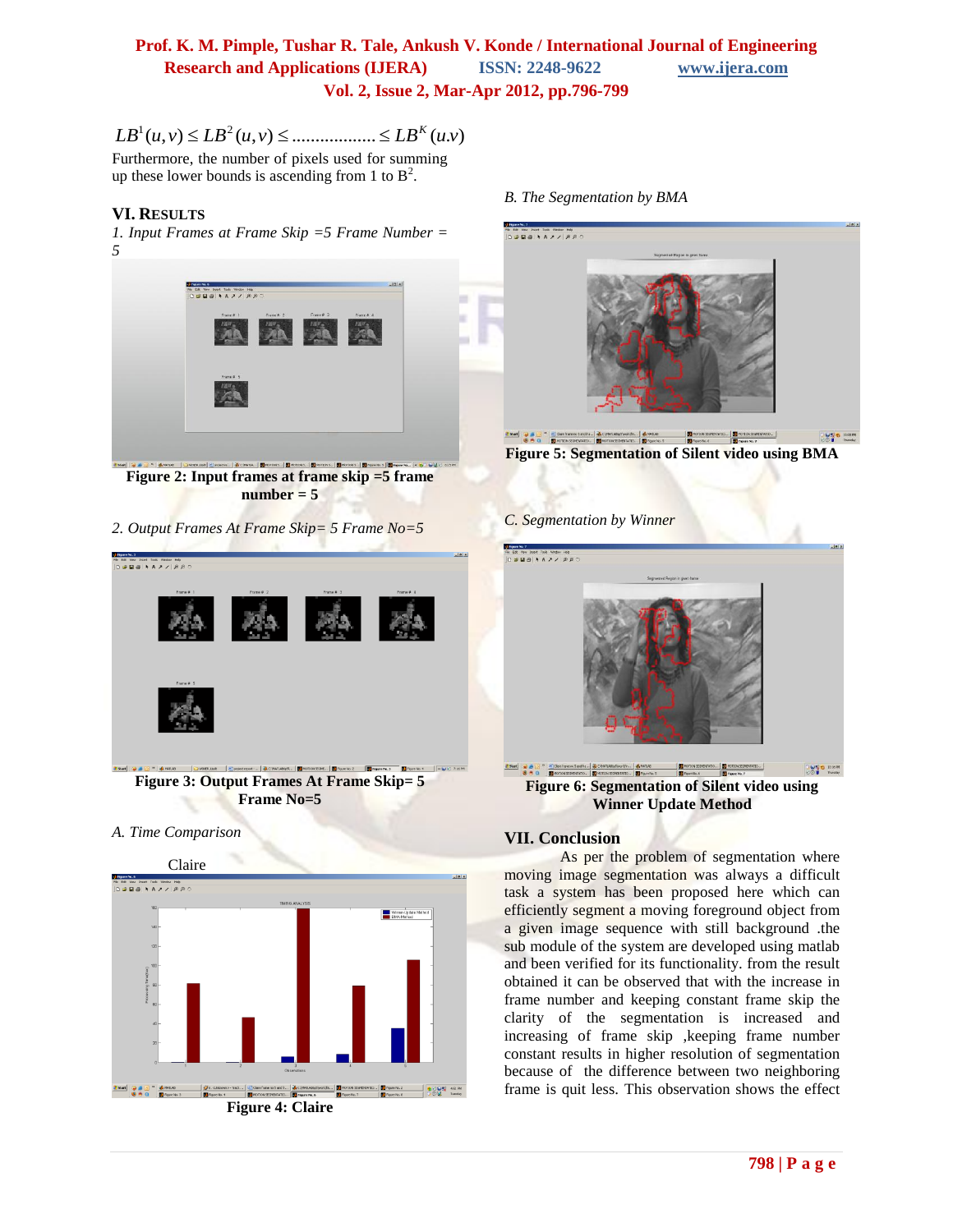$$LB^1(u,v) \le LB^2(u,v) \le .................. \le LB^K(u.v)$$

Furthermore, the number of pixels used for summing up these lower bounds is ascending from 1 to $B^2$.

## VI. Results

*1. Input Frames at Frame Skip =5 Frame Number = 5*

**Figure 2: Input frames at frame skip =5 frame number = 5**

*2. Output Frames At Frame Skip= 5 Frame No=5*

**Figure 3: Output Frames At Frame Skip= 5 Frame No=5**

*A. Time Comparison*

Claire

**Figure 4: Claire**

*B. The Segmentation by BMA*

**Figure 5: Segmentation of Silent video using BMA**

*C. Segmentation by Winner*

**Figure 6: Segmentation of Silent video using Winner Update Method**

## VII. Conclusion

As per the problem of segmentation where moving image segmentation was always a difficult task a system has been proposed here which can efficiently segment a moving foreground object from a given image sequence with still background .the sub module of the system are developed using matlab and been verified for its functionality. from the result obtained it can be observed that with the increase in frame number and keeping constant frame skip the clarity of the segmentation is increased and increasing of frame skip ,keeping frame number constant results in higher resolution of segmentation because of the difference between two neighboring frame is quit less. This observation shows the effect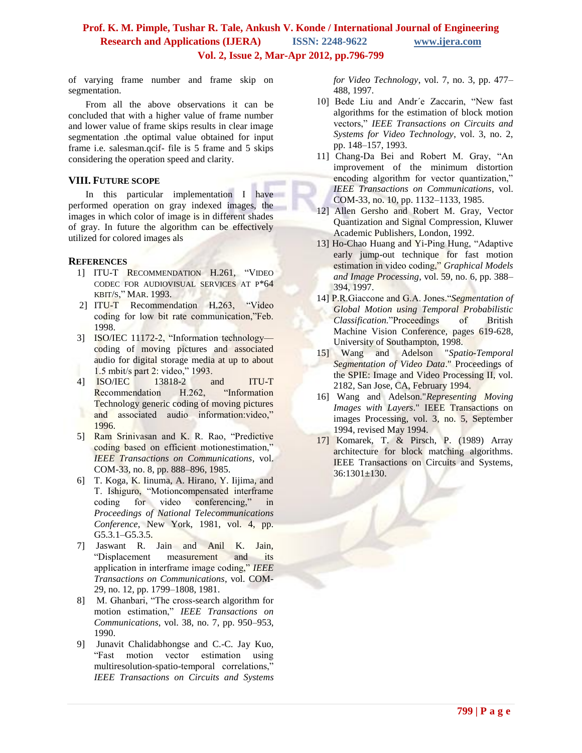of varying frame number and frame skip on segmentation.

From all the above observations it can be concluded that with a higher value of frame number and lower value of frame skips results in clear image segmentation .the optimal value obtained for input frame i.e. salesman.qcif- file is 5 frame and 5 skips considering the operation speed and clarity.

## VIII. FUTURE SCOPE

In this particular implementation I have performed operation on gray indexed images, the images in which color of image is in different shades of gray. In future the algorithm can be effectively utilized for colored images als

## REFERENCES

1] ITU-T RECOMMENDATION H.261, "VIDEO CODEC FOR AUDIOVISUAL SERVICES AT P*64 KBIT/S," MAR. 1993.

2] ITU-T Recommendation H.263, "Video coding for low bit rate communication,"Feb. 1998.

3] ISO/IEC 11172-2, "Information technology—coding of moving pictures and associated audio for digital storage media at up to about 1.5 mbit/s part 2: video," 1993.

4] ISO/IEC 13818-2 and ITU-T Recommendation H.262, "Information Technology generic coding of moving pictures and associated audio information:video," 1996.

5] Ram Srinivasan and K. R. Rao, "Predictive coding based on efficient motionestimation," *IEEE Transactions on Communications*, vol. COM-33, no. 8, pp. 888–896, 1985.

6] T. Koga, K. Iinuma, A. Hirano, Y. Iijima, and T. Ishiguro, "Motioncompensated interframe coding for video conferencing," in *Proceedings of National Telecommunications Conference*, New York, 1981, vol. 4, pp. G5.3.1–G5.3.5.

7] Jaswant R. Jain and Anil K. Jain, "Displacement measurement and its application in interframe image coding," *IEEE Transactions on Communications*, vol. COM-29, no. 12, pp. 1799–1808, 1981.

8] M. Ghanbari, "The cross-search algorithm for motion estimation," *IEEE Transactions on Communications*, vol. 38, no. 7, pp. 950–953, 1990.

9] Junavit Chalidabhongse and C.-C. Jay Kuo, "Fast motion vector estimation using multiresolution-spatio-temporal correlations," *IEEE Transactions on Circuits and Systems for Video Technology*, vol. 7, no. 3, pp. 477–488, 1997.

10] Bede Liu and Andr´e Zaccarin, "New fast algorithms for the estimation of block motion vectors," *IEEE Transactions on Circuits and Systems for Video Technology*, vol. 3, no. 2, pp. 148–157, 1993.

11] Chang-Da Bei and Robert M. Gray, "An improvement of the minimum distortion encoding algorithm for vector quantization," *IEEE Transactions on Communications*, vol. COM-33, no. 10, pp. 1132–1133, 1985.

12] Allen Gersho and Robert M. Gray, Vector Quantization and Signal Compression, Kluwer Academic Publishers, London, 1992.

13] Ho-Chao Huang and Yi-Ping Hung, "Adaptive early jump-out technique for fast motion estimation in video coding," *Graphical Models and Image Processing*, vol. 59, no. 6, pp. 388–394, 1997.

14] P.R.Giaccone and G.A. Jones."*Segmentation of Global Motion using Temporal Probabilistic Classification.*"Proceedings of British Machine Vision Conference, pages 619-628, University of Southampton, 1998.

15] Wang and Adelson "*Spatio-Temporal Segmentation of Video Data*." Proceedings of the SPIE: Image and Video Processing II, vol. 2182, San Jose, CA, February 1994.

16] Wang and Adelson."*Representing Moving Images with Layers*." IEEE Transactions on images Processing, vol. 3, no. 5, September 1994, revised May 1994.

17] Komarek, T. & Pirsch, P. (1989) Array architecture for block matching algorithms. IEEE Transactions on Circuits and Systems, 36:1301±130.